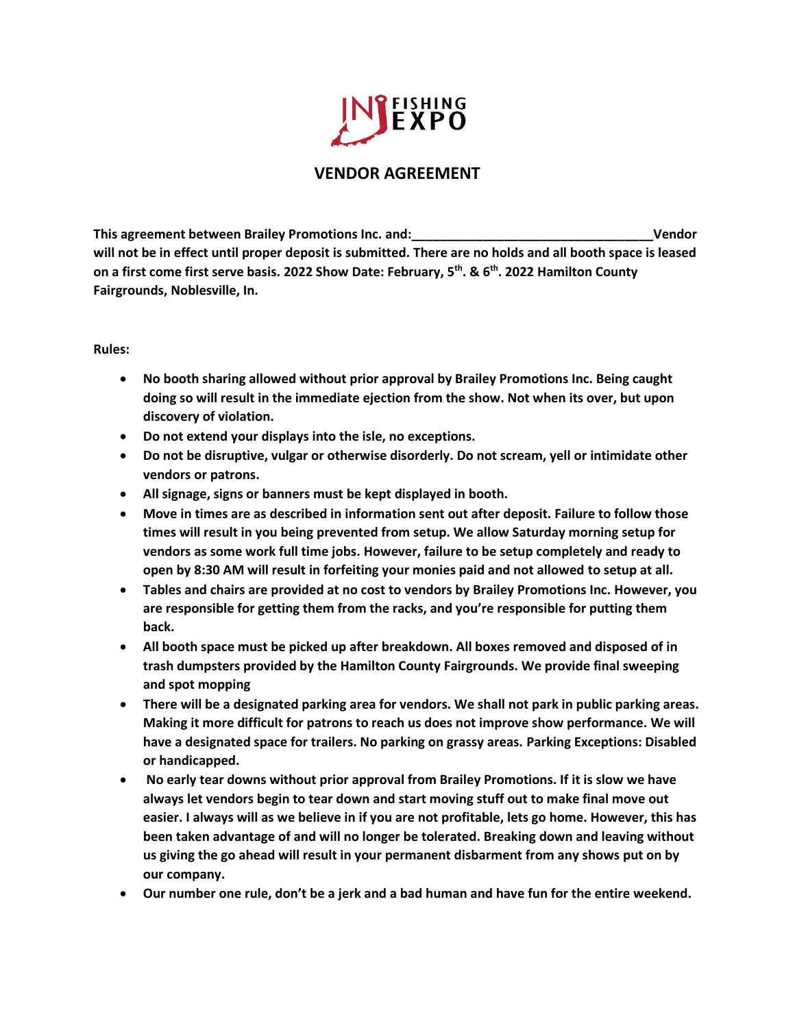# VENDOR AGREEMENT

**This agreement between Brailey Promotions Inc. and:\_\_\_\_\_\_\_\_\_\_\_\_\_\_\_\_\_\_\_\_\_\_\_\_\_\_\_\_\_\_\_\_\_\_Vendor will not be in effect until proper deposit is submitted. There are no holds and all booth space is leased on a first come first serve basis. 2022 Show Date: February, 5th. & 6th. 2022 Hamilton County Fairgrounds, Noblesville, In.**

**Rules:**

- **No booth sharing allowed without prior approval by Brailey Promotions Inc. Being caught doing so will result in the immediate ejection from the show. Not when its over, but upon discovery of violation.**
- **Do not extend your displays into the isle, no exceptions.**
- **Do not be disruptive, vulgar or otherwise disorderly. Do not scream, yell or intimidate other vendors or patrons.**
- **All signage, signs or banners must be kept displayed in booth.**
- **Move in times are as described in information sent out after deposit. Failure to follow those times will result in you being prevented from setup. We allow Saturday morning setup for vendors as some work full time jobs. However, failure to be setup completely and ready to open by 8:30 AM will result in forfeiting your monies paid and not allowed to setup at all.**
- **Tables and chairs are provided at no cost to vendors by Brailey Promotions Inc. However, you are responsible for getting them from the racks, and you're responsible for putting them back.**
- **All booth space must be picked up after breakdown. All boxes removed and disposed of in trash dumpsters provided by the Hamilton County Fairgrounds. We provide final sweeping and spot mopping**
- **There will be a designated parking area for vendors. We shall not park in public parking areas. Making it more difficult for patrons to reach us does not improve show performance. We will have a designated space for trailers. No parking on grassy areas. Parking Exceptions: Disabled or handicapped.**
- **No early tear downs without prior approval from Brailey Promotions. If it is slow we have always let vendors begin to tear down and start moving stuff out to make final move out easier. I always will as we believe in if you are not profitable, lets go home. However, this has been taken advantage of and will no longer be tolerated. Breaking down and leaving without us giving the go ahead will result in your permanent disbarment from any shows put on by our company.**
- **Our number one rule, don't be a jerk and a bad human and have fun for the entire weekend.**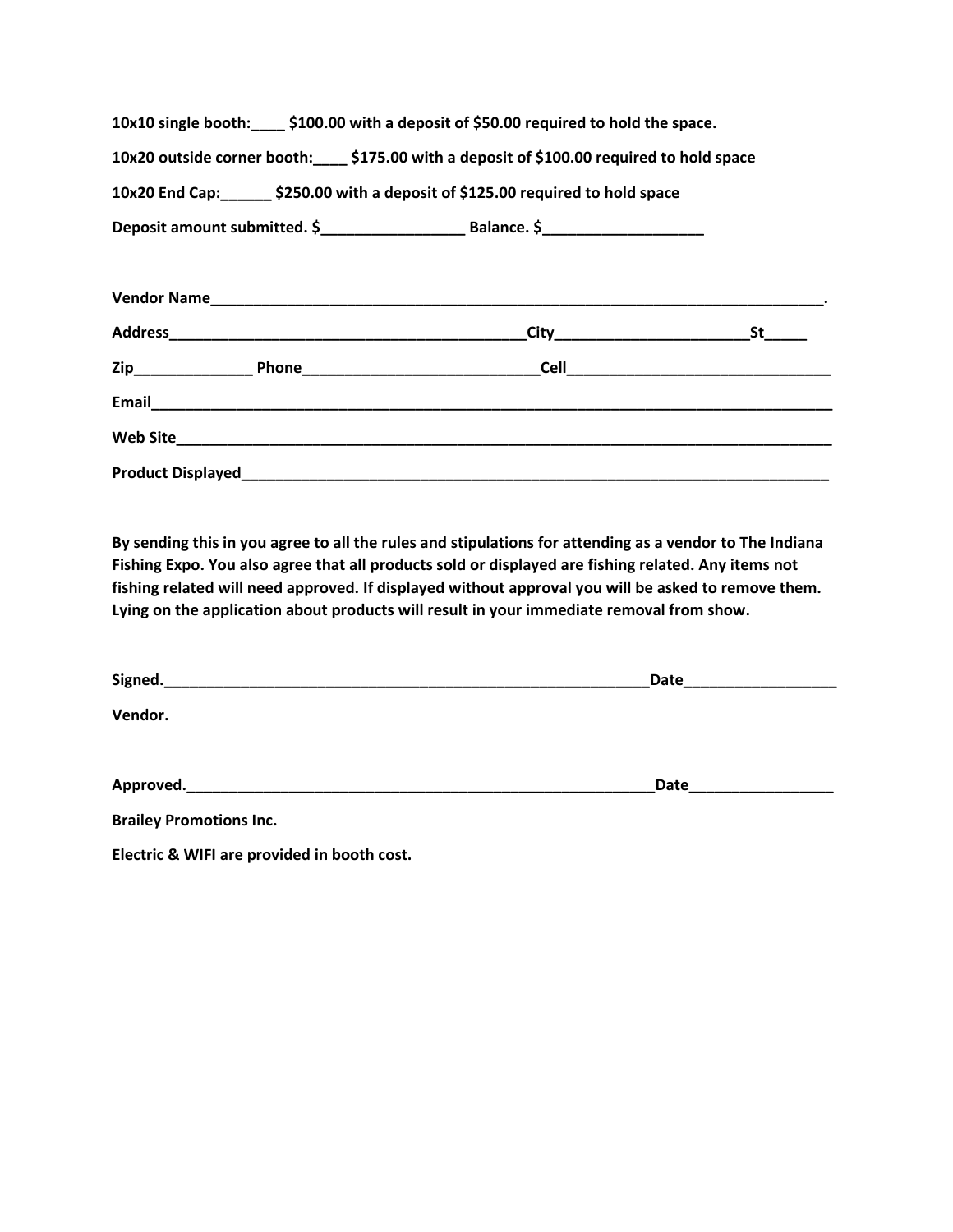**10x10 single booth:____ $100.00 with a deposit of $50.00 required to hold the space.**

**10x20 outside corner booth:____ $175.00 with a deposit of $100.00 required to hold space**

**10x20 End Cap:______ $250.00 with a deposit of $125.00 required to hold space**

**Deposit amount submitted. $_________________ Balance. $___________________**

**Vendor Name___________________________________________________________________________.**

**Address__________________________________________City______________________St_____**

**Zip______________ Phone___________________________Cell______________________________**

**Email_________________________________________________________________________________**

**Web Site______________________________________________________________________________**

**Product Displayed_________________________________________________________________________**

**By sending this in you agree to all the rules and stipulations for attending as a vendor to The Indiana Fishing Expo. You also agree that all products sold or displayed are fishing related. Any items not fishing related will need approved. If displayed without approval you will be asked to remove them. Lying on the application about products will result in your immediate removal from show.**

**Signed.__________________________________________________________Date_________________**

**Vendor.**

**Approved.______________________________________________________Date________________**

**Brailey Promotions Inc.**

**Electric & WIFI are provided in booth cost.**